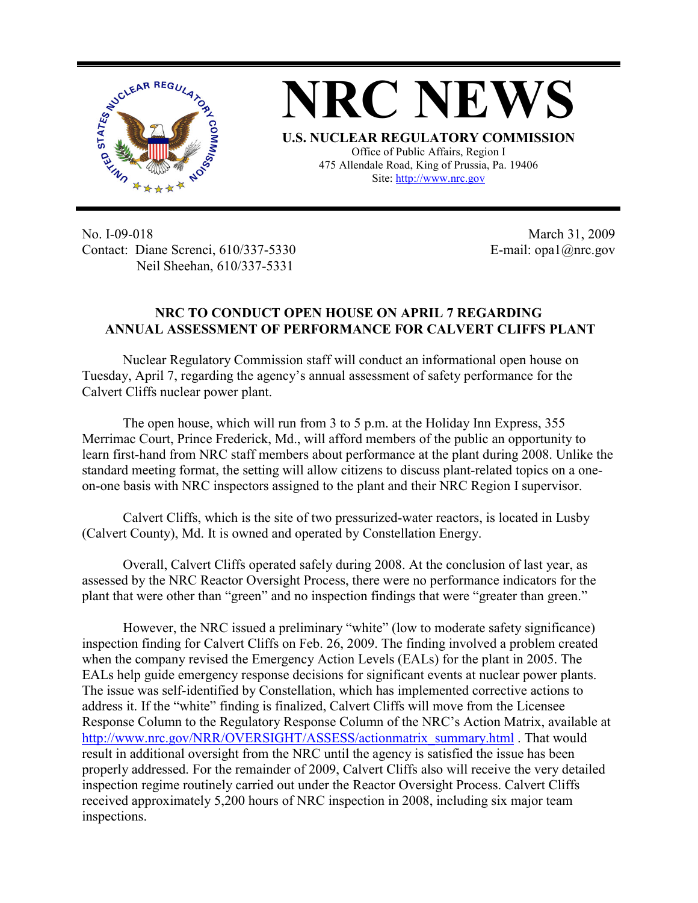# NRC NEWS

**U.S. NUCLEAR REGULATORY COMMISSION**

Office of Public Affairs, Region I
475 Allendale Road, King of Prussia, Pa. 19406
Site: http://www.nrc.gov

No. I-09-018
Contact: Diane Screnci, 610/337-5330
Neil Sheehan, 610/337-5331

March 31, 2009
E-mail: opa1@nrc.gov

## NRC TO CONDUCT OPEN HOUSE ON APRIL 7 REGARDING ANNUAL ASSESSMENT OF PERFORMANCE FOR CALVERT CLIFFS PLANT

Nuclear Regulatory Commission staff will conduct an informational open house on Tuesday, April 7, regarding the agency's annual assessment of safety performance for the Calvert Cliffs nuclear power plant.

The open house, which will run from 3 to 5 p.m. at the Holiday Inn Express, 355 Merrimac Court, Prince Frederick, Md., will afford members of the public an opportunity to learn first-hand from NRC staff members about performance at the plant during 2008. Unlike the standard meeting format, the setting will allow citizens to discuss plant-related topics on a one-on-one basis with NRC inspectors assigned to the plant and their NRC Region I supervisor.

Calvert Cliffs, which is the site of two pressurized-water reactors, is located in Lusby (Calvert County), Md. It is owned and operated by Constellation Energy.

Overall, Calvert Cliffs operated safely during 2008. At the conclusion of last year, as assessed by the NRC Reactor Oversight Process, there were no performance indicators for the plant that were other than "green" and no inspection findings that were "greater than green."

However, the NRC issued a preliminary "white" (low to moderate safety significance) inspection finding for Calvert Cliffs on Feb. 26, 2009. The finding involved a problem created when the company revised the Emergency Action Levels (EALs) for the plant in 2005. The EALs help guide emergency response decisions for significant events at nuclear power plants. The issue was self-identified by Constellation, which has implemented corrective actions to address it. If the "white" finding is finalized, Calvert Cliffs will move from the Licensee Response Column to the Regulatory Response Column of the NRC's Action Matrix, available at http://www.nrc.gov/NRR/OVERSIGHT/ASSESS/actionmatrix_summary.html . That would result in additional oversight from the NRC until the agency is satisfied the issue has been properly addressed. For the remainder of 2009, Calvert Cliffs also will receive the very detailed inspection regime routinely carried out under the Reactor Oversight Process. Calvert Cliffs received approximately 5,200 hours of NRC inspection in 2008, including six major team inspections.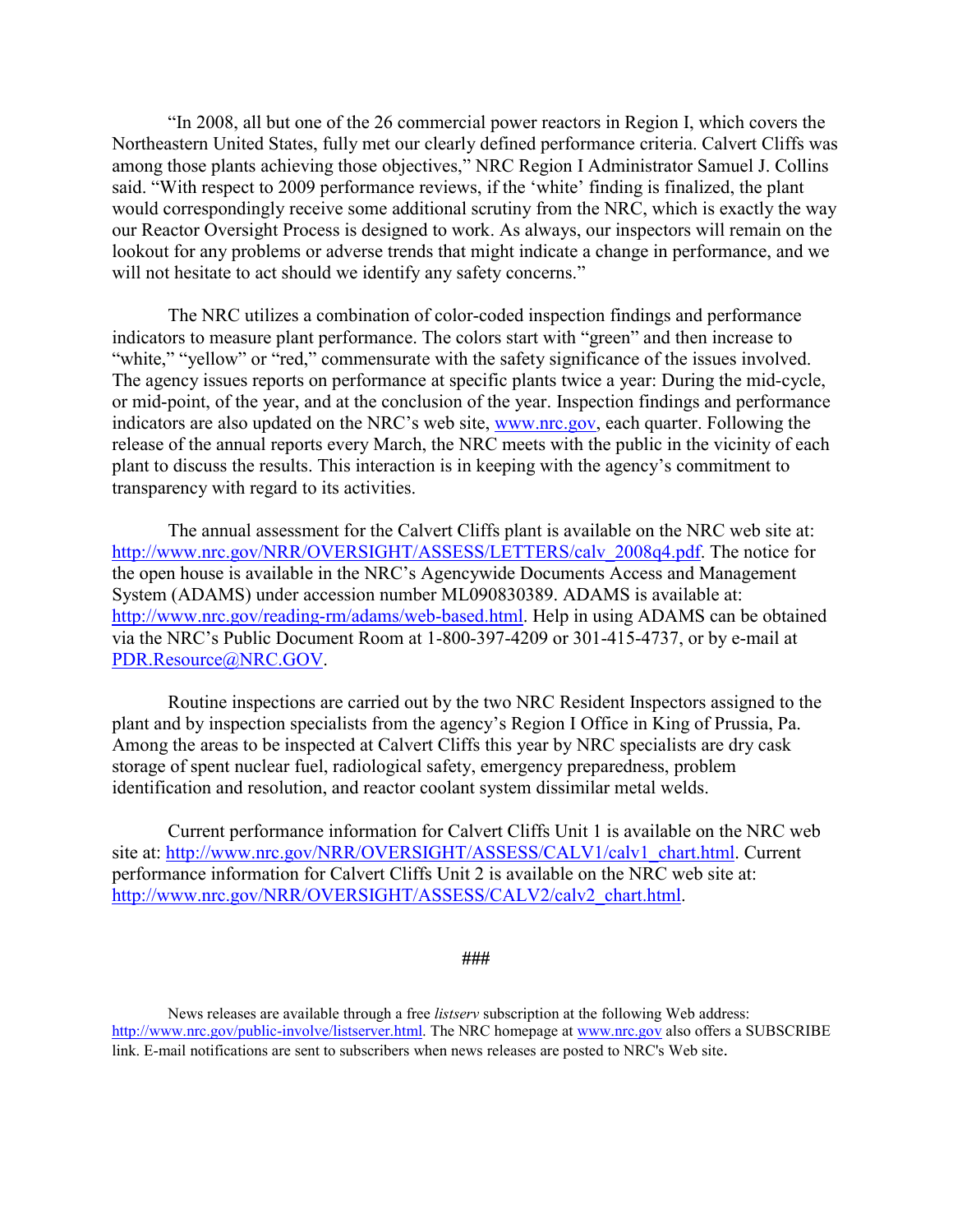"In 2008, all but one of the 26 commercial power reactors in Region I, which covers the Northeastern United States, fully met our clearly defined performance criteria. Calvert Cliffs was among those plants achieving those objectives," NRC Region I Administrator Samuel J. Collins said. "With respect to 2009 performance reviews, if the 'white' finding is finalized, the plant would correspondingly receive some additional scrutiny from the NRC, which is exactly the way our Reactor Oversight Process is designed to work. As always, our inspectors will remain on the lookout for any problems or adverse trends that might indicate a change in performance, and we will not hesitate to act should we identify any safety concerns."

The NRC utilizes a combination of color-coded inspection findings and performance indicators to measure plant performance. The colors start with "green" and then increase to "white," "yellow" or "red," commensurate with the safety significance of the issues involved. The agency issues reports on performance at specific plants twice a year: During the mid-cycle, or mid-point, of the year, and at the conclusion of the year. Inspection findings and performance indicators are also updated on the NRC's web site, www.nrc.gov, each quarter. Following the release of the annual reports every March, the NRC meets with the public in the vicinity of each plant to discuss the results. This interaction is in keeping with the agency's commitment to transparency with regard to its activities.

The annual assessment for the Calvert Cliffs plant is available on the NRC web site at: http://www.nrc.gov/NRR/OVERSIGHT/ASSESS/LETTERS/calv_2008q4.pdf. The notice for the open house is available in the NRC's Agencywide Documents Access and Management System (ADAMS) under accession number ML090830389. ADAMS is available at: http://www.nrc.gov/reading-rm/adams/web-based.html. Help in using ADAMS can be obtained via the NRC's Public Document Room at 1-800-397-4209 or 301-415-4737, or by e-mail at PDR.Resource@NRC.GOV.

Routine inspections are carried out by the two NRC Resident Inspectors assigned to the plant and by inspection specialists from the agency's Region I Office in King of Prussia, Pa. Among the areas to be inspected at Calvert Cliffs this year by NRC specialists are dry cask storage of spent nuclear fuel, radiological safety, emergency preparedness, problem identification and resolution, and reactor coolant system dissimilar metal welds.

Current performance information for Calvert Cliffs Unit 1 is available on the NRC web site at: http://www.nrc.gov/NRR/OVERSIGHT/ASSESS/CALV1/calv1_chart.html. Current performance information for Calvert Cliffs Unit 2 is available on the NRC web site at: http://www.nrc.gov/NRR/OVERSIGHT/ASSESS/CALV2/calv2_chart.html.

###

News releases are available through a free *listserv* subscription at the following Web address: http://www.nrc.gov/public-involve/listserver.html. The NRC homepage at www.nrc.gov also offers a SUBSCRIBE link. E-mail notifications are sent to subscribers when news releases are posted to NRC's Web site.